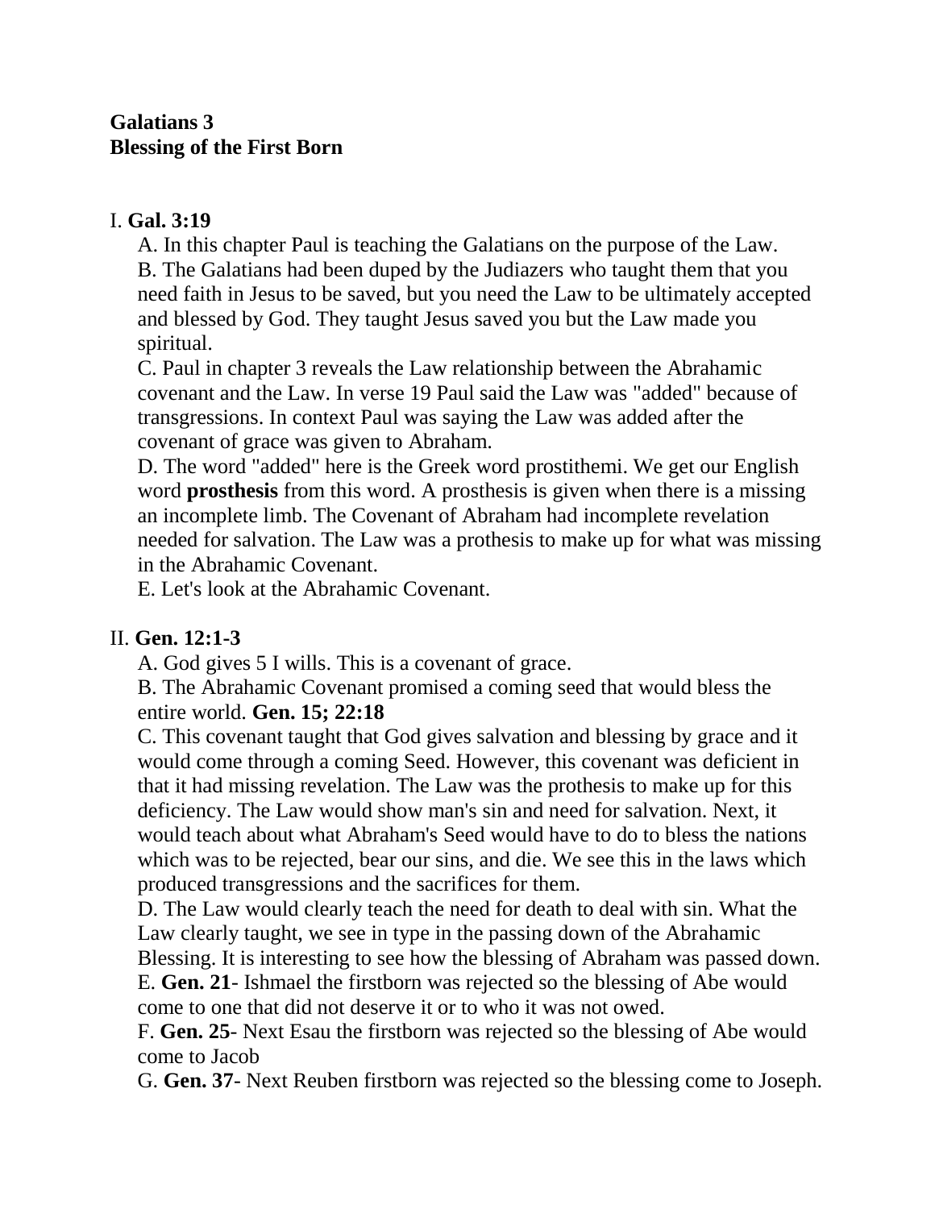**Galatians 3**
**Blessing of the First Born**

I. **Gal. 3:19**

A. In this chapter Paul is teaching the Galatians on the purpose of the Law.
B. The Galatians had been duped by the Judiazers who taught them that you need faith in Jesus to be saved, but you need the Law to be ultimately accepted and blessed by God. They taught Jesus saved you but the Law made you spiritual.
C. Paul in chapter 3 reveals the Law relationship between the Abrahamic covenant and the Law. In verse 19 Paul said the Law was "added" because of transgressions. In context Paul was saying the Law was added after the covenant of grace was given to Abraham.
D. The word "added" here is the Greek word prostithemi. We get our English word **prosthesis** from this word. A prosthesis is given when there is a missing an incomplete limb. The Covenant of Abraham had incomplete revelation needed for salvation. The Law was a prothesis to make up for what was missing in the Abrahamic Covenant.
E. Let's look at the Abrahamic Covenant.

II. **Gen. 12:1-3**

A. God gives 5 I wills. This is a covenant of grace.
B. The Abrahamic Covenant promised a coming seed that would bless the entire world. **Gen. 15; 22:18**
C. This covenant taught that God gives salvation and blessing by grace and it would come through a coming Seed. However, this covenant was deficient in that it had missing revelation. The Law was the prothesis to make up for this deficiency. The Law would show man's sin and need for salvation. Next, it would teach about what Abraham's Seed would have to do to bless the nations which was to be rejected, bear our sins, and die. We see this in the laws which produced transgressions and the sacrifices for them.
D. The Law would clearly teach the need for death to deal with sin. What the Law clearly taught, we see in type in the passing down of the Abrahamic Blessing. It is interesting to see how the blessing of Abraham was passed down.
E. **Gen. 21**- Ishmael the firstborn was rejected so the blessing of Abe would come to one that did not deserve it or to who it was not owed.
F. **Gen. 25**- Next Esau the firstborn was rejected so the blessing of Abe would come to Jacob
G. **Gen. 37**- Next Reuben firstborn was rejected so the blessing come to Joseph.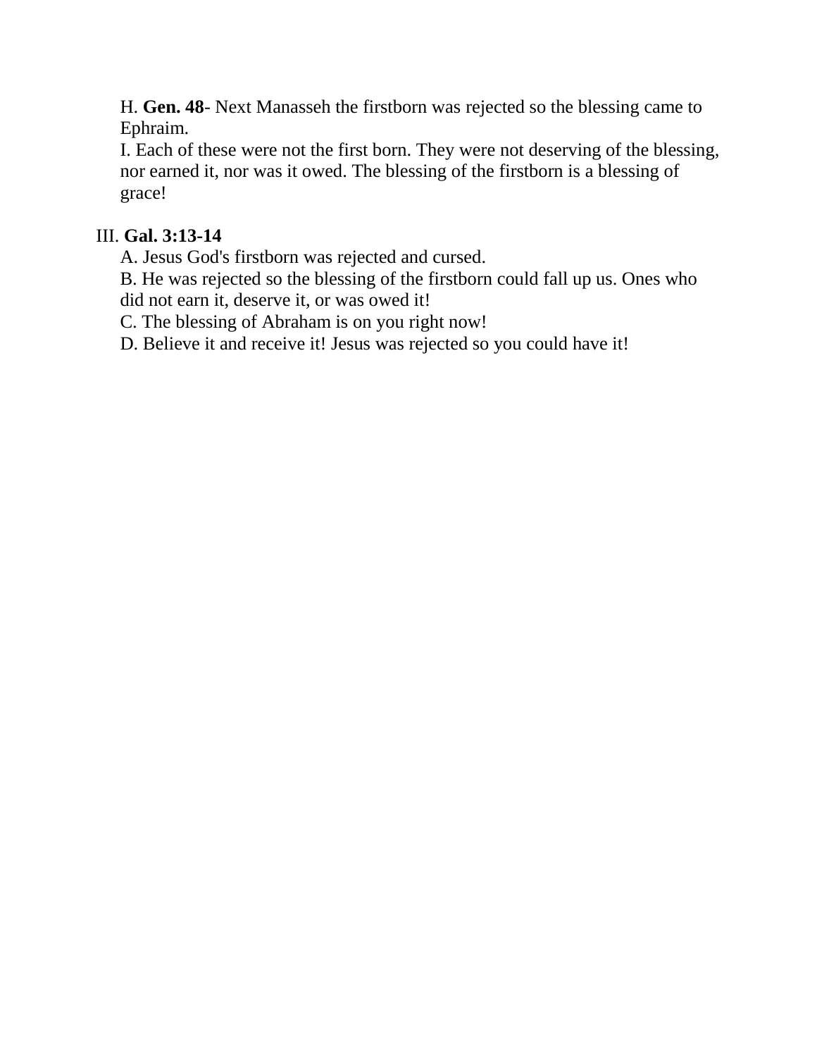H. **Gen. 48**- Next Manasseh the firstborn was rejected so the blessing came to Ephraim.
I. Each of these were not the first born. They were not deserving of the blessing, nor earned it, nor was it owed. The blessing of the firstborn is a blessing of grace!

III. **Gal. 3:13-14**
A. Jesus God's firstborn was rejected and cursed.
B. He was rejected so the blessing of the firstborn could fall up us. Ones who did not earn it, deserve it, or was owed it!
C. The blessing of Abraham is on you right now!
D. Believe it and receive it! Jesus was rejected so you could have it!